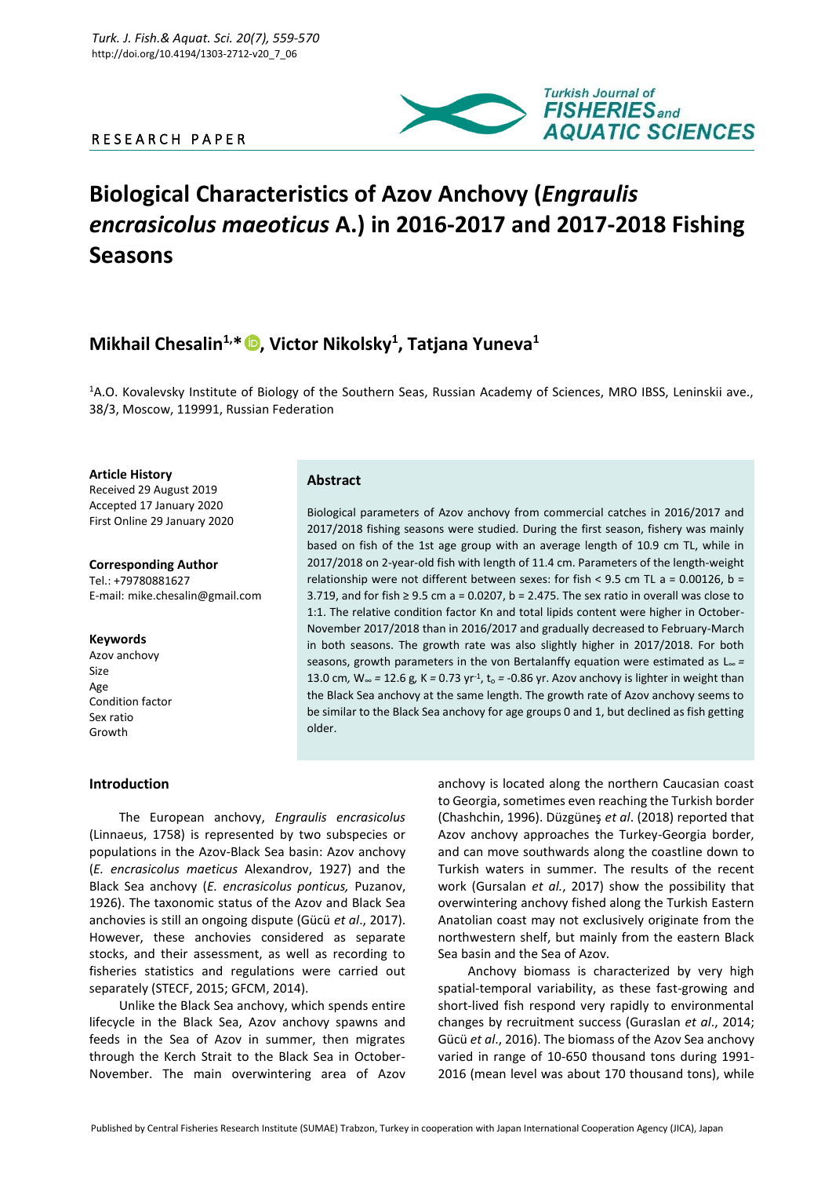RESEARCH PAPER

# Biological Characteristics of Azov Anchovy (*Engraulis encrasicolus maeoticus* A.) in 2016-2017 and 2017-2018 Fishing Seasons

## Mikhail Chesalin[1,*], Victor Nikolsky[1], Tatjana Yuneva[1]

[1]A.O. Kovalevsky Institute of Biology of the Southern Seas, Russian Academy of Sciences, MRO IBSS, Leninskii ave., 38/3, Moscow, 119991, Russian Federation

**Article History**
Received 29 August 2019
Accepted 17 January 2020
First Online 29 January 2020

**Corresponding Author**
Tel.: +79780881627
E-mail: mike.chesalin@gmail.com

**Keywords**
Azov anchovy
Size
Age
Condition factor
Sex ratio
Growth

## Abstract

Biological parameters of Azov anchovy from commercial catches in 2016/2017 and 2017/2018 fishing seasons were studied. During the first season, fishery was mainly based on fish of the 1st age group with an average length of 10.9 cm TL, while in 2017/2018 on 2-year-old fish with length of 11.4 cm. Parameters of the length-weight relationship were not different between sexes: for fish < 9.5 cm TL a = 0.00126, b = 3.719, and for fish ≥ 9.5 cm a = 0.0207, b = 2.475. The sex ratio in overall was close to 1:1. The relative condition factor Kn and total lipids content were higher in October-November 2017/2018 than in 2016/2017 and gradually decreased to February-March in both seasons. The growth rate was also slightly higher in 2017/2018. For both seasons, growth parameters in the von Bertalanffy equation were estimated as $L_\infty$ = 13.0 cm, $W_\infty$ = 12.6 g, K = 0.73 $yr^{-1}$, $t_o$ = -0.86 yr. Azov anchovy is lighter in weight than the Black Sea anchovy at the same length. The growth rate of Azov anchovy seems to be similar to the Black Sea anchovy for age groups 0 and 1, but declined as fish getting older.

## Introduction

The European anchovy, *Engraulis encrasicolus* (Linnaeus, 1758) is represented by two subspecies or populations in the Azov-Black Sea basin: Azov anchovy (*E. encrasicolus maeticus* Alexandrov, 1927) and the Black Sea anchovy (*E. encrasicolus ponticus,* Puzanov, 1926). The taxonomic status of the Azov and Black Sea anchovies is still an ongoing dispute (Gücü *et al*., 2017). However, these anchovies considered as separate stocks, and their assessment, as well as recording to fisheries statistics and regulations were carried out separately (STECF, 2015; GFCM, 2014).

Unlike the Black Sea anchovy, which spends entire lifecycle in the Black Sea, Azov anchovy spawns and feeds in the Sea of Azov in summer, then migrates through the Kerch Strait to the Black Sea in October-November. The main overwintering area of Azov anchovy is located along the northern Caucasian coast to Georgia, sometimes even reaching the Turkish border (Chashchin, 1996). Düzgüneş *et al*. (2018) reported that Azov anchovy approaches the Turkey-Georgia border, and can move southwards along the coastline down to Turkish waters in summer. The results of the recent work (Gursalan *et al.*, 2017) show the possibility that overwintering anchovy fished along the Turkish Eastern Anatolian coast may not exclusively originate from the northwestern shelf, but mainly from the eastern Black Sea basin and the Sea of Azov.

Anchovy biomass is characterized by very high spatial-temporal variability, as these fast-growing and short-lived fish respond very rapidly to environmental changes by recruitment success (Guraslan *et al*., 2014; Gücü *et al*., 2016). The biomass of the Azov Sea anchovy varied in range of 10-650 thousand tons during 1991-2016 (mean level was about 170 thousand tons), while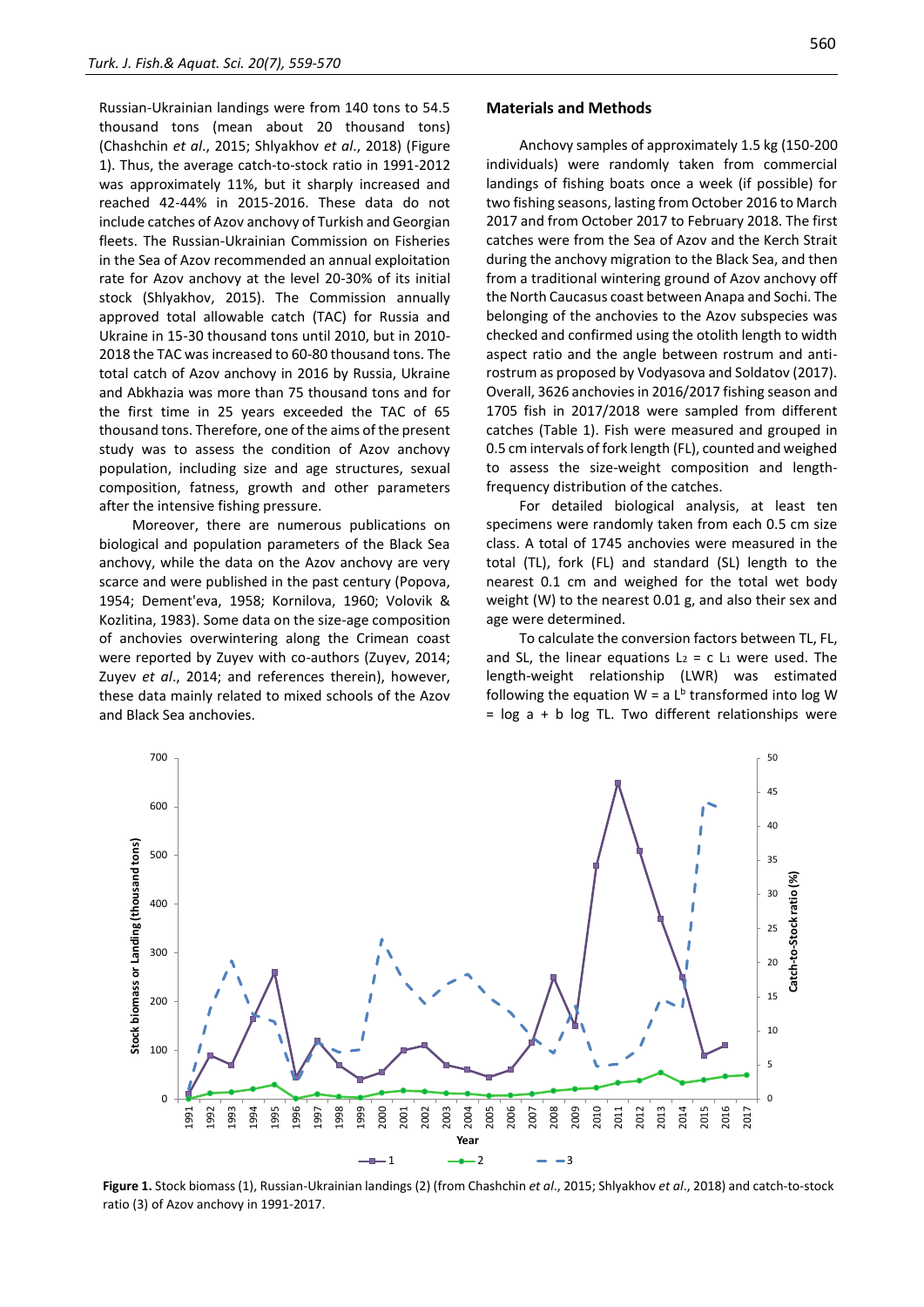Russian-Ukrainian landings were from 140 tons to 54.5 thousand tons (mean about 20 thousand tons) (Chashchin *et al*., 2015; Shlyakhov *et al*., 2018) (Figure 1). Thus, the average catch-to-stock ratio in 1991-2012 was approximately 11%, but it sharply increased and reached 42-44% in 2015-2016. These data do not include catches of Azov anchovy of Turkish and Georgian fleets. The Russian-Ukrainian Commission on Fisheries in the Sea of Azov recommended an annual exploitation rate for Azov anchovy at the level 20-30% of its initial stock (Shlyakhov, 2015). The Commission annually approved total allowable catch (TAC) for Russia and Ukraine in 15-30 thousand tons until 2010, but in 2010-2018 the TAC was increased to 60-80 thousand tons. The total catch of Azov anchovy in 2016 by Russia, Ukraine and Abkhazia was more than 75 thousand tons and for the first time in 25 years exceeded the TAC of 65 thousand tons. Therefore, one of the aims of the present study was to assess the condition of Azov anchovy population, including size and age structures, sexual composition, fatness, growth and other parameters after the intensive fishing pressure.

Moreover, there are numerous publications on biological and population parameters of the Black Sea anchovy, while the data on the Azov anchovy are very scarce and were published in the past century (Popova, 1954; Dement'eva, 1958; Kornilova, 1960; Volovik & Kozlitina, 1983). Some data on the size-age composition of anchovies overwintering along the Crimean coast were reported by Zuyev with co-authors (Zuyev, 2014; Zuyev *et al*., 2014; and references therein), however, these data mainly related to mixed schools of the Azov and Black Sea anchovies.

## Materials and Methods

Anchovy samples of approximately 1.5 kg (150-200 individuals) were randomly taken from commercial landings of fishing boats once a week (if possible) for two fishing seasons, lasting from October 2016 to March 2017 and from October 2017 to February 2018. The first catches were from the Sea of Azov and the Kerch Strait during the anchovy migration to the Black Sea, and then from a traditional wintering ground of Azov anchovy off the North Caucasus coast between Anapa and Sochi. The belonging of the anchovies to the Azov subspecies was checked and confirmed using the otolith length to width aspect ratio and the angle between rostrum and anti-rostrum as proposed by Vodyasova and Soldatov (2017). Overall, 3626 anchovies in 2016/2017 fishing season and 1705 fish in 2017/2018 were sampled from different catches (Table 1). Fish were measured and grouped in 0.5 cm intervals of fork length (FL), counted and weighed to assess the size-weight composition and length-frequency distribution of the catches.

For detailed biological analysis, at least ten specimens were randomly taken from each 0.5 cm size class. A total of 1745 anchovies were measured in the total (TL), fork (FL) and standard (SL) length to the nearest 0.1 cm and weighed for the total wet body weight (W) to the nearest 0.01 g, and also their sex and age were determined.

To calculate the conversion factors between TL, FL, and SL, the linear equations $L_2 = c\ L_1$ were used. The length-weight relationship (LWR) was estimated following the equation $W = a\ L^b$ transformed into $\log W = \log a + b \log TL$. Two different relationships were

**Figure 1.** Stock biomass (1), Russian-Ukrainian landings (2) (from Chashchin *et al*., 2015; Shlyakhov *et al*., 2018) and catch-to-stock ratio (3) of Azov anchovy in 1991-2017.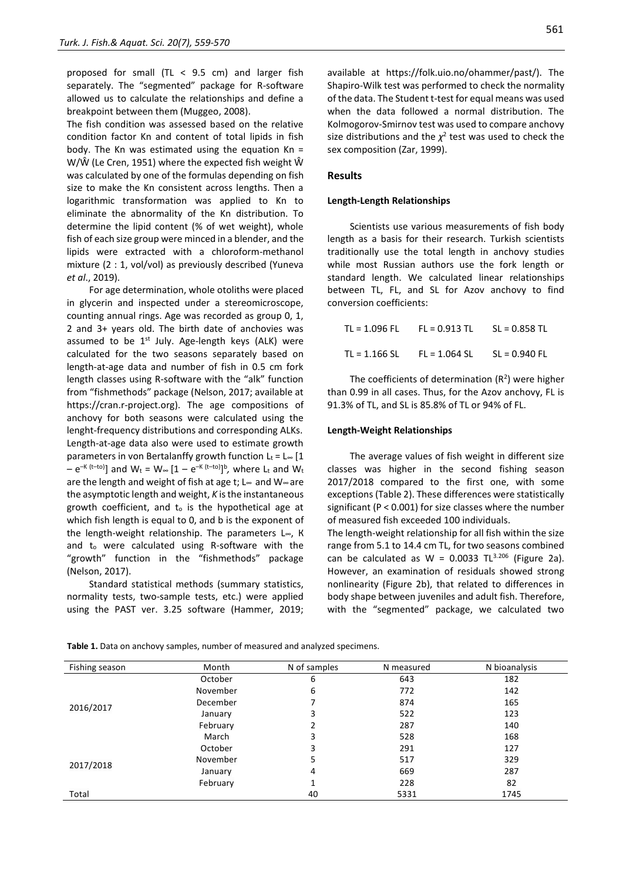proposed for small (TL < 9.5 cm) and larger fish separately. The "segmented" package for R-software allowed us to calculate the relationships and define a breakpoint between them (Muggeo, 2008).

The fish condition was assessed based on the relative condition factor Kn and content of total lipids in fish body. The Kn was estimated using the equation $Kn = W/\hat{W}$ (Le Cren, 1951) where the expected fish weight $\hat{W}$ was calculated by one of the formulas depending on fish size to make the Kn consistent across lengths. Then a logarithmic transformation was applied to Kn to eliminate the abnormality of the Kn distribution. To determine the lipid content (% of wet weight), whole fish of each size group were minced in a blender, and the lipids were extracted with a chloroform-methanol mixture (2 : 1, vol/vol) as previously described (Yuneva *et al*., 2019).

For age determination, whole otoliths were placed in glycerin and inspected under a stereomicroscope, counting annual rings. Age was recorded as group 0, 1, 2 and 3+ years old. The birth date of anchovies was assumed to be 1st July. Age-length keys (ALK) were calculated for the two seasons separately based on length-at-age data and number of fish in 0.5 cm fork length classes using R-software with the "alk" function from "fishmethods" package (Nelson, 2017; available at https://cran.r-project.org). The age compositions of anchovy for both seasons were calculated using the lenght-frequency distributions and corresponding ALKs. Length-at-age data also were used to estimate growth parameters in von Bertalanffy growth function $L_t = L_\infty [1 - e^{-K(t-t_0)}]$ and $W_t = W_\infty [1 - e^{-K(t-t_0)}]^b$, where $L_t$ and $W_t$ are the length and weight of fish at age t; $L_\infty$ and $W_\infty$ are the asymptotic length and weight, *K* is the instantaneous growth coefficient, and $t_0$ is the hypothetical age at which fish length is equal to 0, and b is the exponent of the length-weight relationship. The parameters $L_\infty$, K and $t_0$ were calculated using R-software with the "growth" function in the "fishmethods" package (Nelson, 2017).

Standard statistical methods (summary statistics, normality tests, two-sample tests, etc.) were applied using the PAST ver. 3.25 software (Hammer, 2019; available at https://folk.uio.no/ohammer/past/). The Shapiro-Wilk test was performed to check the normality of the data. The Student t-test for equal means was used when the data followed a normal distribution. The Kolmogorov-Smirnov test was used to compare anchovy size distributions and the $\chi^2$ test was used to check the sex composition (Zar, 1999).

## Results

### Length-Length Relationships

Scientists use various measurements of fish body length as a basis for their research. Turkish scientists traditionally use the total length in anchovy studies while most Russian authors use the fork length or standard length. We calculated linear relationships between TL, FL, and SL for Azov anchovy to find conversion coefficients:

$TL = 1.096\ FL \quad FL = 0.913\ TL \quad SL = 0.858\ TL$

$TL = 1.166\ SL \quad FL = 1.064\ SL \quad SL = 0.940\ FL$

The coefficients of determination ($R^2$) were higher than 0.99 in all cases. Thus, for the Azov anchovy, FL is 91.3% of TL, and SL is 85.8% of TL or 94% of FL.

### Length-Weight Relationships

The average values of fish weight in different size classes was higher in the second fishing season 2017/2018 compared to the first one, with some exceptions (Table 2). These differences were statistically significant ($P < 0.001$) for size classes where the number of measured fish exceeded 100 individuals.

The length-weight relationship for all fish within the size range from 5.1 to 14.4 cm TL, for two seasons combined can be calculated as $W = 0.0033\ TL^{3.206}$ (Figure 2a). However, an examination of residuals showed strong nonlinearity (Figure 2b), that related to differences in body shape between juveniles and adult fish. Therefore, with the "segmented" package, we calculated two

**Table 1.** Data on anchovy samples, number of measured and analyzed specimens.

| Fishing season | Month | N of samples | N measured | N bioanalysis |
|---|---|---|---|---|
| 2016/2017 | October | 6 | 643 | 182 |
| | November | 6 | 772 | 142 |
| | December | 7 | 874 | 165 |
| | January | 3 | 522 | 123 |
| | February | 2 | 287 | 140 |
| | March | 3 | 528 | 168 |
| 2017/2018 | October | 3 | 291 | 127 |
| | November | 5 | 517 | 329 |
| | January | 4 | 669 | 287 |
| | February | 1 | 228 | 82 |
| Total | | 40 | 5331 | 1745 |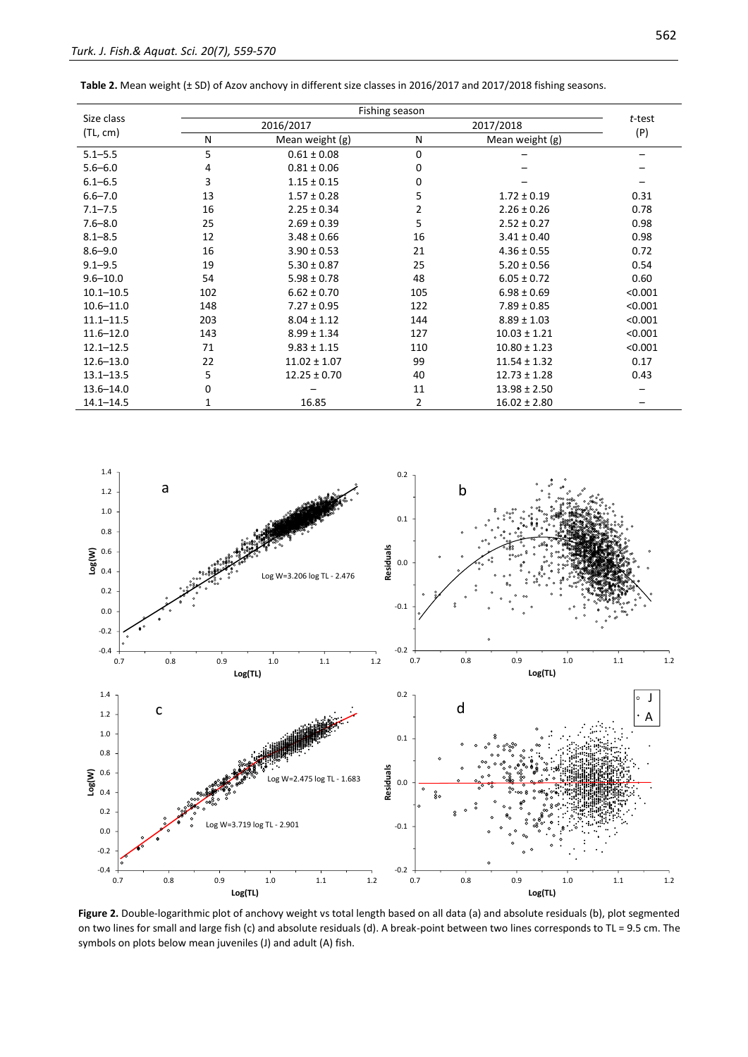**Table 2.** Mean weight (± SD) of Azov anchovy in different size classes in 2016/2017 and 2017/2018 fishing seasons.

| Size class (TL, cm) | Fishing season | | | | *t*-test (P) |
|---|---|---|---|---|---|
| | 2016/2017 | | 2017/2018 | | |
| | N | Mean weight (g) | N | Mean weight (g) | |
| 5.1–5.5 | 5 | 0.61 ± 0.08 | 0 | – | – |
| 5.6–6.0 | 4 | 0.81 ± 0.06 | 0 | – | – |
| 6.1–6.5 | 3 | 1.15 ± 0.15 | 0 | – | – |
| 6.6–7.0 | 13 | 1.57 ± 0.28 | 5 | 1.72 ± 0.19 | 0.31 |
| 7.1–7.5 | 16 | 2.25 ± 0.34 | 2 | 2.26 ± 0.26 | 0.78 |
| 7.6–8.0 | 25 | 2.69 ± 0.39 | 5 | 2.52 ± 0.27 | 0.98 |
| 8.1–8.5 | 12 | 3.48 ± 0.66 | 16 | 3.41 ± 0.40 | 0.98 |
| 8.6–9.0 | 16 | 3.90 ± 0.53 | 21 | 4.36 ± 0.55 | 0.72 |
| 9.1–9.5 | 19 | 5.30 ± 0.87 | 25 | 5.20 ± 0.56 | 0.54 |
| 9.6–10.0 | 54 | 5.98 ± 0.78 | 48 | 6.05 ± 0.72 | 0.60 |
| 10.1–10.5 | 102 | 6.62 ± 0.70 | 105 | 6.98 ± 0.69 | <0.001 |
| 10.6–11.0 | 148 | 7.27 ± 0.95 | 122 | 7.89 ± 0.85 | <0.001 |
| 11.1–11.5 | 203 | 8.04 ± 1.12 | 144 | 8.89 ± 1.03 | <0.001 |
| 11.6–12.0 | 143 | 8.99 ± 1.34 | 127 | 10.03 ± 1.21 | <0.001 |
| 12.1–12.5 | 71 | 9.83 ± 1.15 | 110 | 10.80 ± 1.23 | <0.001 |
| 12.6–13.0 | 22 | 11.02 ± 1.07 | 99 | 11.54 ± 1.32 | 0.17 |
| 13.1–13.5 | 5 | 12.25 ± 0.70 | 40 | 12.73 ± 1.28 | 0.43 |
| 13.6–14.0 | 0 | – | 11 | 13.98 ± 2.50 | – |
| 14.1–14.5 | 1 | 16.85 | 2 | 16.02 ± 2.80 | – |

**Figure 2.** Double-logarithmic plot of anchovy weight vs total length based on all data (a) and absolute residuals (b), plot segmented on two lines for small and large fish (c) and absolute residuals (d). A break-point between two lines corresponds to TL = 9.5 cm. The symbols on plots below mean juveniles (J) and adult (A) fish.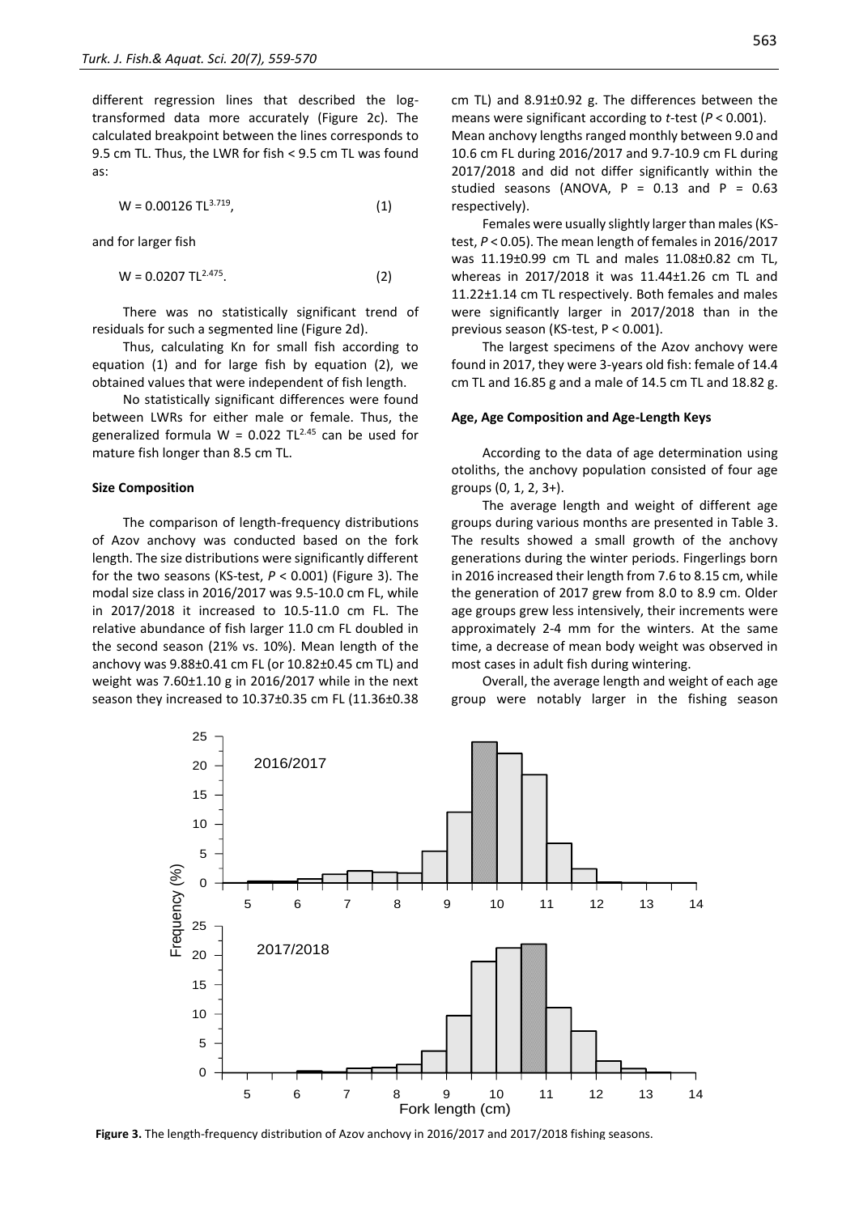different regression lines that described the log-transformed data more accurately (Figure 2c). The calculated breakpoint between the lines corresponds to 9.5 cm TL. Thus, the LWR for fish < 9.5 cm TL was found as:

$$W = 0.00126\ TL^{3.719}, \quad (1)$$

and for larger fish

$$W = 0.0207\ TL^{2.475}. \quad (2)$$

There was no statistically significant trend of residuals for such a segmented line (Figure 2d).

Thus, calculating Kn for small fish according to equation (1) and for large fish by equation (2), we obtained values that were independent of fish length.

No statistically significant differences were found between LWRs for either male or female. Thus, the generalized formula $W = 0.022\ TL^{2.45}$ can be used for mature fish longer than 8.5 cm TL.

### Size Composition

The comparison of length-frequency distributions of Azov anchovy was conducted based on the fork length. The size distributions were significantly different for the two seasons (KS-test, $P < 0.001$) (Figure 3). The modal size class in 2016/2017 was 9.5-10.0 cm FL, while in 2017/2018 it increased to 10.5-11.0 cm FL. The relative abundance of fish larger 11.0 cm FL doubled in the second season (21% vs. 10%). Mean length of the anchovy was 9.88±0.41 cm FL (or 10.82±0.45 cm TL) and weight was 7.60±1.10 g in 2016/2017 while in the next season they increased to 10.37±0.35 cm FL (11.36±0.38 cm TL) and 8.91±0.92 g. The differences between the means were significant according to *t*-test ($P < 0.001$).

Mean anchovy lengths ranged monthly between 9.0 and 10.6 cm FL during 2016/2017 and 9.7-10.9 cm FL during 2017/2018 and did not differ significantly within the studied seasons (ANOVA, $P = 0.13$ and $P = 0.63$ respectively).

Females were usually slightly larger than males (KS-test, $P < 0.05$). The mean length of females in 2016/2017 was 11.19±0.99 cm TL and males 11.08±0.82 cm TL, whereas in 2017/2018 it was 11.44±1.26 cm TL and 11.22±1.14 cm TL respectively. Both females and males were significantly larger in 2017/2018 than in the previous season (KS-test, $P < 0.001$).

The largest specimens of the Azov anchovy were found in 2017, they were 3-years old fish: female of 14.4 cm TL and 16.85 g and a male of 14.5 cm TL and 18.82 g.

### Age, Age Composition and Age-Length Keys

According to the data of age determination using otoliths, the anchovy population consisted of four age groups (0, 1, 2, 3+).

The average length and weight of different age groups during various months are presented in Table 3. The results showed a small growth of the anchovy generations during the winter periods. Fingerlings born in 2016 increased their length from 7.6 to 8.15 cm, while the generation of 2017 grew from 8.0 to 8.9 cm. Older age groups grew less intensively, their increments were approximately 2-4 mm for the winters. At the same time, a decrease of mean body weight was observed in most cases in adult fish during wintering.

Overall, the average length and weight of each age group were notably larger in the fishing season

**Figure 3.** The length-frequency distribution of Azov anchovy in 2016/2017 and 2017/2018 fishing seasons.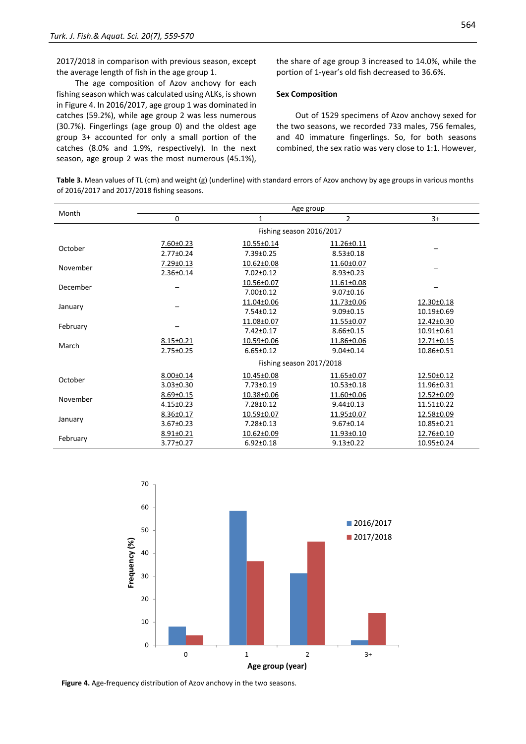2017/2018 in comparison with previous season, except the average length of fish in the age group 1.

The age composition of Azov anchovy for each fishing season which was calculated using ALKs, is shown in Figure 4. In 2016/2017, age group 1 was dominated in catches (59.2%), while age group 2 was less numerous (30.7%). Fingerlings (age group 0) and the oldest age group 3+ accounted for only a small portion of the catches (8.0% and 1.9%, respectively). In the next season, age group 2 was the most numerous (45.1%), the share of age group 3 increased to 14.0%, while the portion of 1-year's old fish decreased to 36.6%.

### Sex Composition

Out of 1529 specimens of Azov anchovy sexed for the two seasons, we recorded 733 males, 756 females, and 40 immature fingerlings. So, for both seasons combined, the sex ratio was very close to 1:1. However,

**Table 3.** Mean values of TL (cm) and weight (g) (underline) with standard errors of Azov anchovy by age groups in various months of 2016/2017 and 2017/2018 fishing seasons.

| Month | Age group | | | |
|---|---|---|---|---|
| | 0 | 1 | 2 | 3+ |
| **Fishing season 2016/2017** | | | | |
| October | 7.60±0.23<br>2.77±0.24 | 10.55±0.14<br>7.39±0.25 | 11.26±0.11<br>8.53±0.18 | – |
| November | 7.29±0.13<br>2.36±0.14 | 10.62±0.08<br>7.02±0.12 | 11.60±0.07<br>8.93±0.23 | – |
| December | – | 10.56±0.07<br>7.00±0.12 | 11.61±0.08<br>9.07±0.16 | – |
| January | – | 11.04±0.06<br>7.54±0.12 | 11.73±0.06<br>9.09±0.15 | 12.30±0.18<br>10.19±0.69 |
| February | – | 11.08±0.07<br>7.42±0.17 | 11.55±0.07<br>8.66±0.15 | 12.42±0.30<br>10.91±0.61 |
| March | 8.15±0.21<br>2.75±0.25 | 10.59±0.06<br>6.65±0.12 | 11.86±0.06<br>9.04±0.14 | 12.71±0.15<br>10.86±0.51 |
| **Fishing season 2017/2018** | | | | |
| October | 8.00±0.14<br>3.03±0.30 | 10.45±0.08<br>7.73±0.19 | 11.65±0.07<br>10.53±0.18 | 12.50±0.12<br>11.96±0.31 |
| November | 8.69±0.15<br>4.15±0.23 | 10.38±0.06<br>7.28±0.12 | 11.60±0.06<br>9.44±0.13 | 12.52±0.09<br>11.51±0.22 |
| January | 8.36±0.17<br>3.67±0.23 | 10.59±0.07<br>7.28±0.13 | 11.95±0.07<br>9.67±0.14 | 12.58±0.09<br>10.85±0.21 |
| February | 8.91±0.21<br>3.77±0.27 | 10.62±0.09<br>6.92±0.18 | 11.93±0.10<br>9.13±0.22 | 12.76±0.10<br>10.95±0.24 |

**Figure 4.** Age-frequency distribution of Azov anchovy in the two seasons.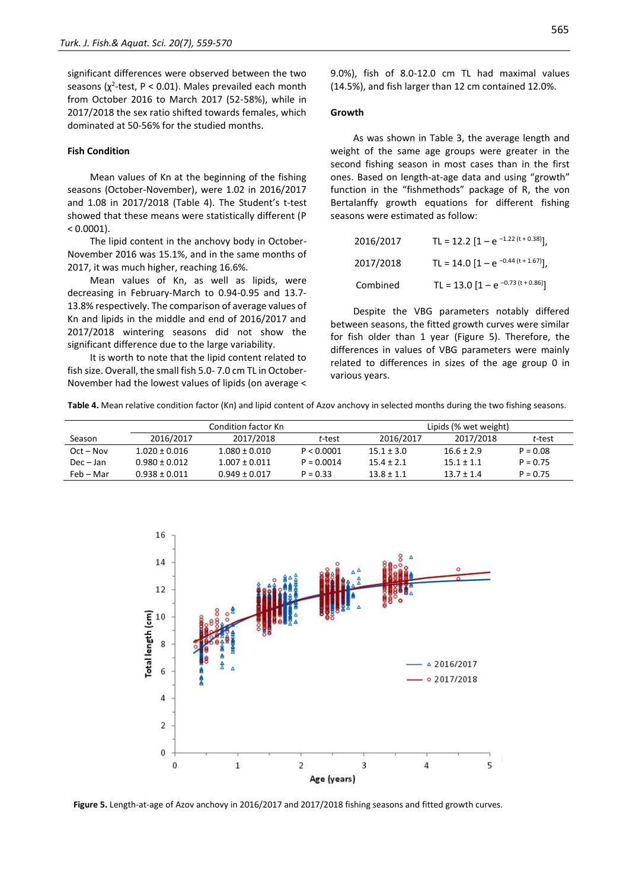significant differences were observed between the two seasons ($\chi^2$-test, $P < 0.01$). Males prevailed each month from October 2016 to March 2017 (52-58%), while in 2017/2018 the sex ratio shifted towards females, which dominated at 50-56% for the studied months.

### Fish Condition

Mean values of Kn at the beginning of the fishing seasons (October-November), were 1.02 in 2016/2017 and 1.08 in 2017/2018 (Table 4). The Student's t-test showed that these means were statistically different ($P < 0.0001$).

The lipid content in the anchovy body in October-November 2016 was 15.1%, and in the same months of 2017, it was much higher, reaching 16.6%.

Mean values of Kn, as well as lipids, were decreasing in February-March to 0.94-0.95 and 13.7-13.8% respectively. The comparison of average values of Kn and lipids in the middle and end of 2016/2017 and 2017/2018 wintering seasons did not show the significant difference due to the large variability.

It is worth to note that the lipid content related to fish size. Overall, the small fish 5.0- 7.0 cm TL in October-November had the lowest values of lipids (on average < 9.0%), fish of 8.0-12.0 cm TL had maximal values (14.5%), and fish larger than 12 cm contained 12.0%.

### Growth

As was shown in Table 3, the average length and weight of the same age groups were greater in the second fishing season in most cases than in the first ones. Based on length-at-age data and using "growth" function in the "fishmethods" package of R, the von Bertalanffy growth equations for different fishing seasons were estimated as follow:

2016/2017 $TL = 12.2\,[1 - e^{-1.22\,(t + 0.38)}]$,

2017/2018 $TL = 14.0\,[1 - e^{-0.44\,(t + 1.67)}]$,

Combined $TL = 13.0\,[1 - e^{-0.73\,(t + 0.86)}]$

Despite the VBG parameters notably differed between seasons, the fitted growth curves were similar for fish older than 1 year (Figure 5). Therefore, the differences in values of VBG parameters were mainly related to differences in sizes of the age group 0 in various years.

**Table 4.** Mean relative condition factor (Kn) and lipid content of Azov anchovy in selected months during the two fishing seasons.

| | Condition factor Kn | | | Lipids (% wet weight) | | |
|---|---|---|---|---|---|---|
| Season | 2016/2017 | 2017/2018 | *t*-test | 2016/2017 | 2017/2018 | *t*-test |
| Oct – Nov | 1.020 ± 0.016 | 1.080 ± 0.010 | P < 0.0001 | 15.1 ± 3.0 | 16.6 ± 2.9 | P = 0.08 |
| Dec – Jan | 0.980 ± 0.012 | 1.007 ± 0.011 | P = 0.0014 | 15.4 ± 2.1 | 15.1 ± 1.1 | P = 0.75 |
| Feb – Mar | 0.938 ± 0.011 | 0.949 ± 0.017 | P = 0.33 | 13.8 ± 1.1 | 13.7 ± 1.4 | P = 0.75 |

**Figure 5.** Length-at-age of Azov anchovy in 2016/2017 and 2017/2018 fishing seasons and fitted growth curves.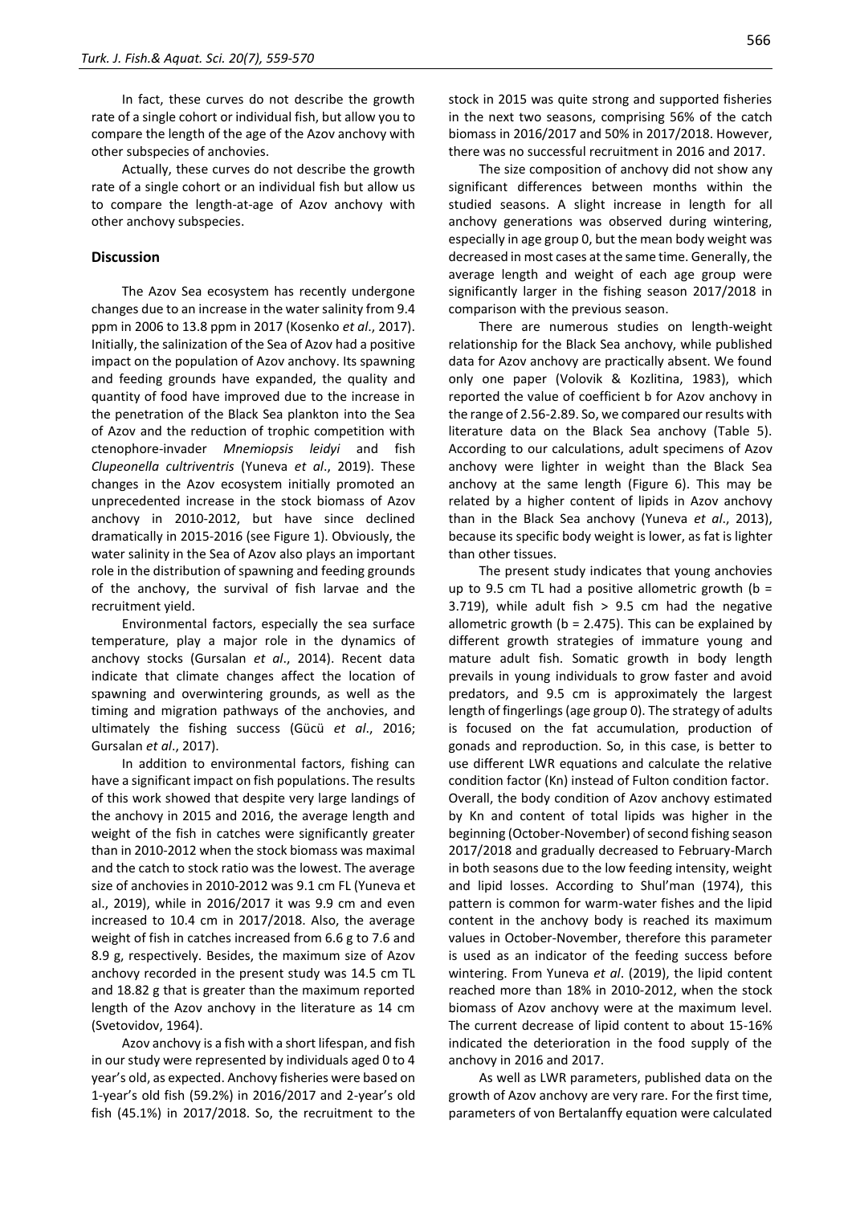In fact, these curves do not describe the growth rate of a single cohort or individual fish, but allow you to compare the length of the age of the Azov anchovy with other subspecies of anchovies.

Actually, these curves do not describe the growth rate of a single cohort or an individual fish but allow us to compare the length-at-age of Azov anchovy with other anchovy subspecies.

## Discussion

The Azov Sea ecosystem has recently undergone changes due to an increase in the water salinity from 9.4 ppm in 2006 to 13.8 ppm in 2017 (Kosenko *et al*., 2017). Initially, the salinization of the Sea of Azov had a positive impact on the population of Azov anchovy. Its spawning and feeding grounds have expanded, the quality and quantity of food have improved due to the increase in the penetration of the Black Sea plankton into the Sea of Azov and the reduction of trophic competition with ctenophore-invader *Mnemiopsis leidyi* and fish *Clupeonella cultriventris* (Yuneva *et al*., 2019). These changes in the Azov ecosystem initially promoted an unprecedented increase in the stock biomass of Azov anchovy in 2010-2012, but have since declined dramatically in 2015-2016 (see Figure 1). Obviously, the water salinity in the Sea of Azov also plays an important role in the distribution of spawning and feeding grounds of the anchovy, the survival of fish larvae and the recruitment yield.

Environmental factors, especially the sea surface temperature, play a major role in the dynamics of anchovy stocks (Gursalan *et al*., 2014). Recent data indicate that climate changes affect the location of spawning and overwintering grounds, as well as the timing and migration pathways of the anchovies, and ultimately the fishing success (Gücü *et al*., 2016; Gursalan *et al*., 2017).

In addition to environmental factors, fishing can have a significant impact on fish populations. The results of this work showed that despite very large landings of the anchovy in 2015 and 2016, the average length and weight of the fish in catches were significantly greater than in 2010-2012 when the stock biomass was maximal and the catch to stock ratio was the lowest. The average size of anchovies in 2010-2012 was 9.1 cm FL (Yuneva et al., 2019), while in 2016/2017 it was 9.9 cm and even increased to 10.4 cm in 2017/2018. Also, the average weight of fish in catches increased from 6.6 g to 7.6 and 8.9 g, respectively. Besides, the maximum size of Azov anchovy recorded in the present study was 14.5 cm TL and 18.82 g that is greater than the maximum reported length of the Azov anchovy in the literature as 14 cm (Svetovidov, 1964).

Azov anchovy is a fish with a short lifespan, and fish in our study were represented by individuals aged 0 to 4 year's old, as expected. Anchovy fisheries were based on 1-year's old fish (59.2%) in 2016/2017 and 2-year's old fish (45.1%) in 2017/2018. So, the recruitment to the stock in 2015 was quite strong and supported fisheries in the next two seasons, comprising 56% of the catch biomass in 2016/2017 and 50% in 2017/2018. However, there was no successful recruitment in 2016 and 2017.

The size composition of anchovy did not show any significant differences between months within the studied seasons. A slight increase in length for all anchovy generations was observed during wintering, especially in age group 0, but the mean body weight was decreased in most cases at the same time. Generally, the average length and weight of each age group were significantly larger in the fishing season 2017/2018 in comparison with the previous season.

There are numerous studies on length-weight relationship for the Black Sea anchovy, while published data for Azov anchovy are practically absent. We found only one paper (Volovik & Kozlitina, 1983), which reported the value of coefficient b for Azov anchovy in the range of 2.56-2.89. So, we compared our results with literature data on the Black Sea anchovy (Table 5). According to our calculations, adult specimens of Azov anchovy were lighter in weight than the Black Sea anchovy at the same length (Figure 6). This may be related by a higher content of lipids in Azov anchovy than in the Black Sea anchovy (Yuneva *et al*., 2013), because its specific body weight is lower, as fat is lighter than other tissues.

The present study indicates that young anchovies up to 9.5 cm TL had a positive allometric growth ($b = 3.719$), while adult fish > 9.5 cm had the negative allometric growth ($b = 2.475$). This can be explained by different growth strategies of immature young and mature adult fish. Somatic growth in body length prevails in young individuals to grow faster and avoid predators, and 9.5 cm is approximately the largest length of fingerlings (age group 0). The strategy of adults is focused on the fat accumulation, production of gonads and reproduction. So, in this case, is better to use different LWR equations and calculate the relative condition factor (Kn) instead of Fulton condition factor. Overall, the body condition of Azov anchovy estimated by Kn and content of total lipids was higher in the beginning (October-November) of second fishing season 2017/2018 and gradually decreased to February-March in both seasons due to the low feeding intensity, weight and lipid losses. According to Shul'man (1974), this pattern is common for warm-water fishes and the lipid content in the anchovy body is reached its maximum values in October-November, therefore this parameter is used as an indicator of the feeding success before wintering. From Yuneva *et al*. (2019), the lipid content reached more than 18% in 2010-2012, when the stock biomass of Azov anchovy were at the maximum level. The current decrease of lipid content to about 15-16% indicated the deterioration in the food supply of the anchovy in 2016 and 2017.

As well as LWR parameters, published data on the growth of Azov anchovy are very rare. For the first time, parameters of von Bertalanffy equation were calculated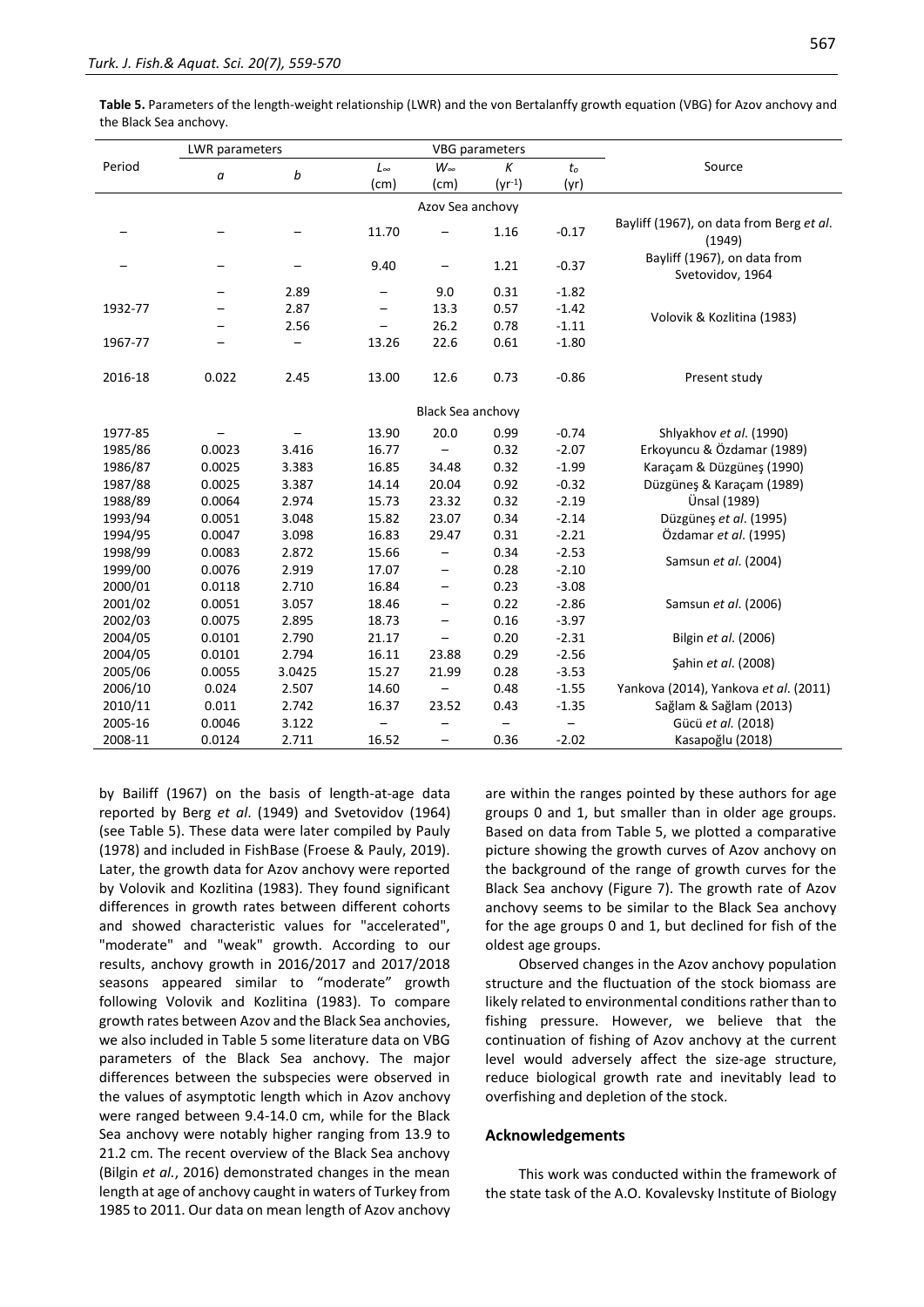**Table 5.** Parameters of the length-weight relationship (LWR) and the von Bertalanffy growth equation (VBG) for Azov anchovy and the Black Sea anchovy.

| Period | LWR parameters | | VBG parameters | | | | Source |
|---|---|---|---|---|---|---|---|
| | $a$ | $b$ | $L_\infty$ (cm) | $W_\infty$ (cm) | $K$ ($yr^{-1}$) | $t_o$ (yr) | |
| | | | Azov Sea anchovy | | | | |
| – | – | – | 11.70 | – | 1.16 | -0.17 | Bayliff (1967), on data from Berg *et al*. (1949) |
| – | – | – | 9.40 | – | 1.21 | -0.37 | Bayliff (1967), on data from Svetovidov, 1964 |
| | – | 2.89 | – | 9.0 | 0.31 | -1.82 | Volovik & Kozlitina (1983) |
| 1932-77 | – | 2.87 | – | 13.3 | 0.57 | -1.42 | |
| | – | 2.56 | – | 26.2 | 0.78 | -1.11 | |
| 1967-77 | – | – | 13.26 | 22.6 | 0.61 | -1.80 | |
| 2016-18 | 0.022 | 2.45 | 13.00 | 12.6 | 0.73 | -0.86 | Present study |
| | | | Black Sea anchovy | | | | |
| 1977-85 | – | – | 13.90 | 20.0 | 0.99 | -0.74 | Shlyakhov *et al*. (1990) |
| 1985/86 | 0.0023 | 3.416 | 16.77 | – | 0.32 | -2.07 | Erkoyuncu & Özdamar (1989) |
| 1986/87 | 0.0025 | 3.383 | 16.85 | 34.48 | 0.32 | -1.99 | Karaçam & Düzgüneş (1990) |
| 1987/88 | 0.0025 | 3.387 | 14.14 | 20.04 | 0.92 | -0.32 | Düzgüneş & Karaçam (1989) |
| 1988/89 | 0.0064 | 2.974 | 15.73 | 23.32 | 0.32 | -2.19 | Ünsal (1989) |
| 1993/94 | 0.0051 | 3.048 | 15.82 | 23.07 | 0.34 | -2.14 | Düzgüneş *et al*. (1995) |
| 1994/95 | 0.0047 | 3.098 | 16.83 | 29.47 | 0.31 | -2.21 | Özdamar *et al*. (1995) |
| 1998/99 | 0.0083 | 2.872 | 15.66 | – | 0.34 | -2.53 | Samsun *et al*. (2004) |
| 1999/00 | 0.0076 | 2.919 | 17.07 | – | 0.28 | -2.10 | |
| 2000/01 | 0.0118 | 2.710 | 16.84 | – | 0.23 | -3.08 | Samsun *et al*. (2006) |
| 2001/02 | 0.0051 | 3.057 | 18.46 | – | 0.22 | -2.86 | |
| 2002/03 | 0.0075 | 2.895 | 18.73 | – | 0.16 | -3.97 | |
| 2004/05 | 0.0101 | 2.790 | 21.17 | – | 0.20 | -2.31 | Bilgin *et al*. (2006) |
| 2004/05 | 0.0101 | 2.794 | 16.11 | 23.88 | 0.29 | -2.56 | Şahin *et al*. (2008) |
| 2005/06 | 0.0055 | 3.0425 | 15.27 | 21.99 | 0.28 | -3.53 | |
| 2006/10 | 0.024 | 2.507 | 14.60 | – | 0.48 | -1.55 | Yankova (2014), Yankova *et al*. (2011) |
| 2010/11 | 0.011 | 2.742 | 16.37 | 23.52 | 0.43 | -1.35 | Sağlam & Sağlam (2013) |
| 2005-16 | 0.0046 | 3.122 | – | – | – | – | Gücü *et al*. (2018) |
| 2008-11 | 0.0124 | 2.711 | 16.52 | – | 0.36 | -2.02 | Kasapoğlu (2018) |

by Bailiff (1967) on the basis of length-at-age data reported by Berg *et al*. (1949) and Svetovidov (1964) (see Table 5). These data were later compiled by Pauly (1978) and included in FishBase (Froese & Pauly, 2019). Later, the growth data for Azov anchovy were reported by Volovik and Kozlitina (1983). They found significant differences in growth rates between different cohorts and showed characteristic values for "accelerated", "moderate" and "weak" growth. According to our results, anchovy growth in 2016/2017 and 2017/2018 seasons appeared similar to "moderate" growth following Volovik and Kozlitina (1983). To compare growth rates between Azov and the Black Sea anchovies, we also included in Table 5 some literature data on VBG parameters of the Black Sea anchovy. The major differences between the subspecies were observed in the values of asymptotic length which in Azov anchovy were ranged between 9.4-14.0 cm, while for the Black Sea anchovy were notably higher ranging from 13.9 to 21.2 cm. The recent overview of the Black Sea anchovy (Bilgin *et al.*, 2016) demonstrated changes in the mean length at age of anchovy caught in waters of Turkey from 1985 to 2011. Our data on mean length of Azov anchovy are within the ranges pointed by these authors for age groups 0 and 1, but smaller than in older age groups. Based on data from Table 5, we plotted a comparative picture showing the growth curves of Azov anchovy on the background of the range of growth curves for the Black Sea anchovy (Figure 7). The growth rate of Azov anchovy seems to be similar to the Black Sea anchovy for the age groups 0 and 1, but declined for fish of the oldest age groups.

Observed changes in the Azov anchovy population structure and the fluctuation of the stock biomass are likely related to environmental conditions rather than to fishing pressure. However, we believe that the continuation of fishing of Azov anchovy at the current level would adversely affect the size-age structure, reduce biological growth rate and inevitably lead to overfishing and depletion of the stock.

## Acknowledgements

This work was conducted within the framework of the state task of the A.O. Kovalevsky Institute of Biology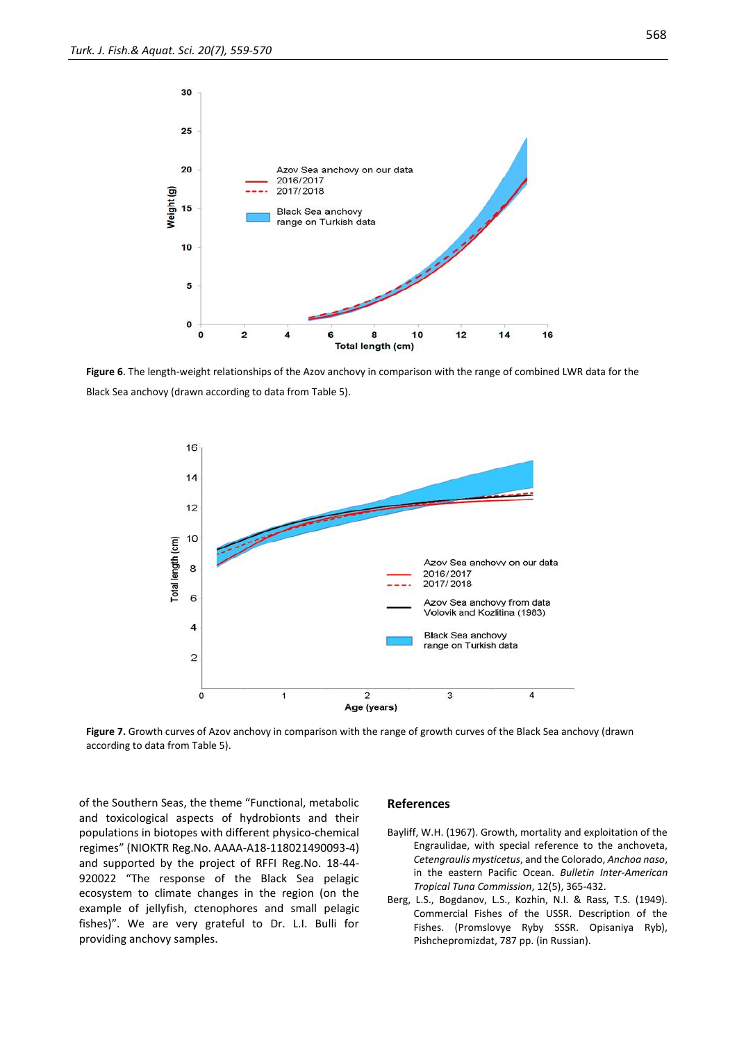Figure 6. The length-weight relationships of the Azov anchovy in comparison with the range of combined LWR data for the Black Sea anchovy (drawn according to data from Table 5).

Figure 7. Growth curves of Azov anchovy in comparison with the range of growth curves of the Black Sea anchovy (drawn according to data from Table 5).

of the Southern Seas, the theme "Functional, metabolic and toxicological aspects of hydrobionts and their populations in biotopes with different physico-chemical regimes" (NIOKTR Reg.No. AAAA-A18-118021490093-4) and supported by the project of RFFI Reg.No. 18-44-920022 "The response of the Black Sea pelagic ecosystem to climate changes in the region (on the example of jellyfish, ctenophores and small pelagic fishes)". We are very grateful to Dr. L.I. Bulli for providing anchovy samples.

## References

Bayliff, W.H. (1967). Growth, mortality and exploitation of the Engraulidae, with special reference to the anchoveta, *Cetengraulis mysticetus*, and the Colorado, *Anchoa naso*, in the eastern Pacific Ocean. *Bulletin Inter-American Tropical Tuna Commission*, 12(5), 365-432.

Berg, L.S., Bogdanov, L.S., Kozhin, N.I. & Rass, T.S. (1949). Commercial Fishes of the USSR. Description of the Fishes. (Promslovye Ryby SSSR. Opisaniya Ryb), Pishchepromizdat, 787 pp. (in Russian).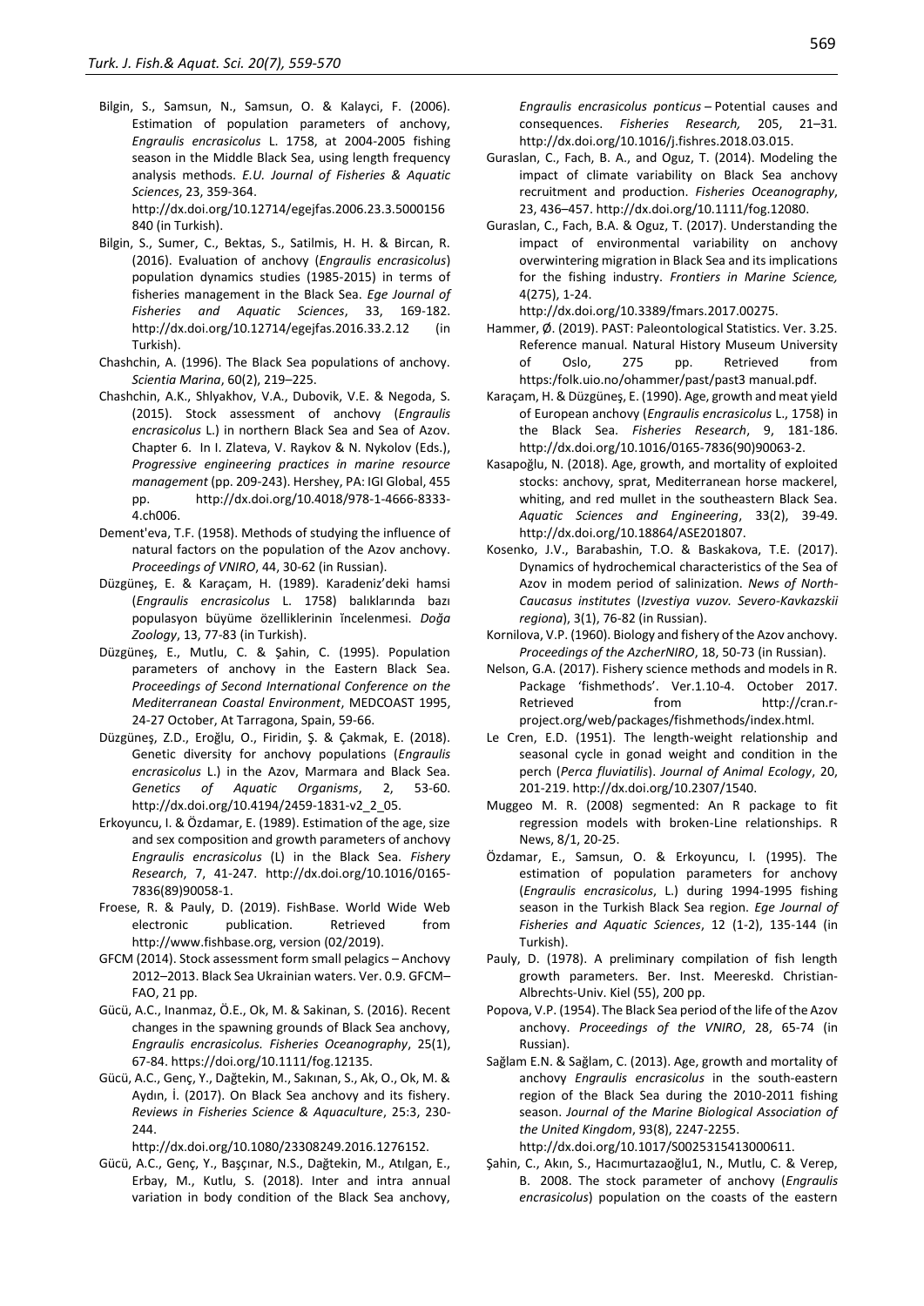Bilgin, S., Samsun, N., Samsun, O. & Kalayci, F. (2006). Estimation of population parameters of anchovy, *Engraulis encrasicolus* L. 1758, at 2004-2005 fishing season in the Middle Black Sea, using length frequency analysis methods. *E.U. Journal of Fisheries & Aquatic Sciences*, 23, 359-364. http://dx.doi.org/10.12714/egejfas.2006.23.3.5000156840 (in Turkish).

Bilgin, S., Sumer, C., Bektas, S., Satilmis, H. H. & Bircan, R. (2016). Evaluation of anchovy (*Engraulis encrasicolus*) population dynamics studies (1985-2015) in terms of fisheries management in the Black Sea. *Ege Journal of Fisheries and Aquatic Sciences*, 33, 169-182. http://dx.doi.org/10.12714/egejfas.2016.33.2.12 (in Turkish).

Chashchin, A. (1996). The Black Sea populations of anchovy. *Scientia Marina*, 60(2), 219–225.

Chashchin, A.K., Shlyakhov, V.A., Dubovik, V.E. & Negoda, S. (2015). Stock assessment of anchovy (*Engraulis encrasicolus* L.) in northern Black Sea and Sea of Azov. Chapter 6. In I. Zlateva, V. Raykov & N. Nykolov (Eds.), *Progressive engineering practices in marine resource management* (pp. 209-243). Hershey, PA: IGI Global, 455 pp. http://dx.doi.org/10.4018/978-1-4666-8333-4.ch006.

Dement'eva, T.F. (1958). Methods of studying the influence of natural factors on the population of the Azov anchovy. *Proceedings of VNIRO*, 44, 30-62 (in Russian).

Düzgüneş, E. & Karaçam, H. (1989). Karadeniz'deki hamsi (*Engraulis encrasicolus* L. 1758) balıklarında bazı populasyon büyüme özelliklerinin İncelenmesi. *Doğa Zoology*, 13, 77-83 (in Turkish).

Düzgüneş, E., Mutlu, C. & Şahin, C. (1995). Population parameters of anchovy in the Eastern Black Sea. *Proceedings of Second International Conference on the Mediterranean Coastal Environment*, MEDCOAST 1995, 24-27 October, At Tarragona, Spain, 59-66.

Düzgüneş, Z.D., Eroğlu, O., Firidin, Ş. & Çakmak, E. (2018). Genetic diversity for anchovy populations (*Engraulis encrasicolus* L.) in the Azov, Marmara and Black Sea. *Genetics of Aquatic Organisms*, 2, 53-60. http://dx.doi.org/10.4194/2459-1831-v2_2_05.

Erkoyuncu, I. & Özdamar, E. (1989). Estimation of the age, size and sex composition and growth parameters of anchovy *Engraulis encrasicolus* (L) in the Black Sea. *Fishery Research*, 7, 41-247. http://dx.doi.org/10.1016/0165-7836(89)90058-1.

Froese, R. & Pauly, D. (2019). FishBase. World Wide Web electronic publication. Retrieved from http://www.fishbase.org, version (02/2019).

GFCM (2014). Stock assessment form small pelagics – Anchovy 2012–2013. Black Sea Ukrainian waters. Ver. 0.9. GFCM–FAO, 21 pp.

Gücü, A.C., Inanmaz, Ö.E., Ok, M. & Sakinan, S. (2016). Recent changes in the spawning grounds of Black Sea anchovy, *Engraulis encrasicolus. Fisheries Oceanography*, 25(1), 67-84. https://doi.org/10.1111/fog.12135.

Gücü, A.C., Genç, Y., Dağtekin, M., Sakınan, S., Ak, O., Ok, M. & Aydın, İ. (2017). On Black Sea anchovy and its fishery. *Reviews in Fisheries Science & Aquaculture*, 25:3, 230-244. http://dx.doi.org/10.1080/23308249.2016.1276152.

Gücü, A.C., Genç, Y., Başçınar, N.S., Dağtekin, M., Atılgan, E., Erbay, M., Kutlu, S. (2018). Inter and intra annual variation in body condition of the Black Sea anchovy, *Engraulis encrasicolus ponticus* – Potential causes and consequences. *Fisheries Research,* 205, 21–31. http://dx.doi.org/10.1016/j.fishres.2018.03.015.

Guraslan, C., Fach, B. A., and Oguz, T. (2014). Modeling the impact of climate variability on Black Sea anchovy recruitment and production. *Fisheries Oceanography*, 23, 436–457. http://dx.doi.org/10.1111/fog.12080.

Guraslan, C., Fach, B.A. & Oguz, T. (2017). Understanding the impact of environmental variability on anchovy overwintering migration in Black Sea and its implications for the fishing industry. *Frontiers in Marine Science,* 4(275), 1-24. http://dx.doi.org/10.3389/fmars.2017.00275.

Hammer, Ø. (2019). PAST: Paleontological Statistics. Ver. 3.25. Reference manual. Natural History Museum University of Oslo, 275 pp. Retrieved from https:/folk.uio.no/ohammer/past/past3 manual.pdf.

Karaçam, H. & Düzgüneş, E. (1990). Age, growth and meat yield of European anchovy (*Engraulis encrasicolus* L., 1758) in the Black Sea. *Fisheries Research*, 9, 181-186. http://dx.doi.org/10.1016/0165-7836(90)90063-2.

Kasapoğlu, N. (2018). Age, growth, and mortality of exploited stocks: anchovy, sprat, Mediterranean horse mackerel, whiting, and red mullet in the southeastern Black Sea. *Aquatic Sciences and Engineering*, 33(2), 39-49. http://dx.doi.org/10.18864/ASE201807.

Kosenko, J.V., Barabashin, T.O. & Baskakova, T.E. (2017). Dynamics of hydrochemical characteristics of the Sea of Azov in modem period of salinization. *News of North-Caucasus institutes* (*Izvestiya vuzov. Severo-Kavkazskii regiona*), 3(1), 76-82 (in Russian).

Kornilova, V.P. (1960). Biology and fishery of the Azov anchovy. *Proceedings of the AzcherNIRO*, 18, 50-73 (in Russian).

Nelson, G.A. (2017). Fishery science methods and models in R. Package 'fishmethods'. Ver.1.10-4. October 2017. Retrieved from http://cran.r-project.org/web/packages/fishmethods/index.html.

Le Cren, E.D. (1951). The length-weight relationship and seasonal cycle in gonad weight and condition in the perch (*Perca fluviatilis*). *Journal of Animal Ecology*, 20, 201-219. http://dx.doi.org/10.2307/1540.

Muggeo M. R. (2008) segmented: An R package to fit regression models with broken-Line relationships. R News, 8/1, 20-25.

Özdamar, E., Samsun, O. & Erkoyuncu, I. (1995). The estimation of population parameters for anchovy (*Engraulis encrasicolus*, L.) during 1994-1995 fishing season in the Turkish Black Sea region. *Ege Journal of Fisheries and Aquatic Sciences*, 12 (1-2), 135-144 (in Turkish).

Pauly, D. (1978). A preliminary compilation of fish length growth parameters. Ber. Inst. Meereskd. Christian-Albrechts-Univ. Kiel (55), 200 pp.

Popova, V.P. (1954). The Black Sea period of the life of the Azov anchovy. *Proceedings of the VNIRO*, 28, 65-74 (in Russian).

Sağlam E.N. & Sağlam, C. (2013). Age, growth and mortality of anchovy *Engraulis encrasicolus* in the south-eastern region of the Black Sea during the 2010-2011 fishing season. *Journal of the Marine Biological Association of the United Kingdom*, 93(8), 2247-2255. http://dx.doi.org/10.1017/S0025315413000611.

Şahin, C., Akın, S., Hacımurtazaoğlu1, N., Mutlu, C. & Verep, B. 2008. The stock parameter of anchovy (*Engraulis encrasicolus*) population on the coasts of the eastern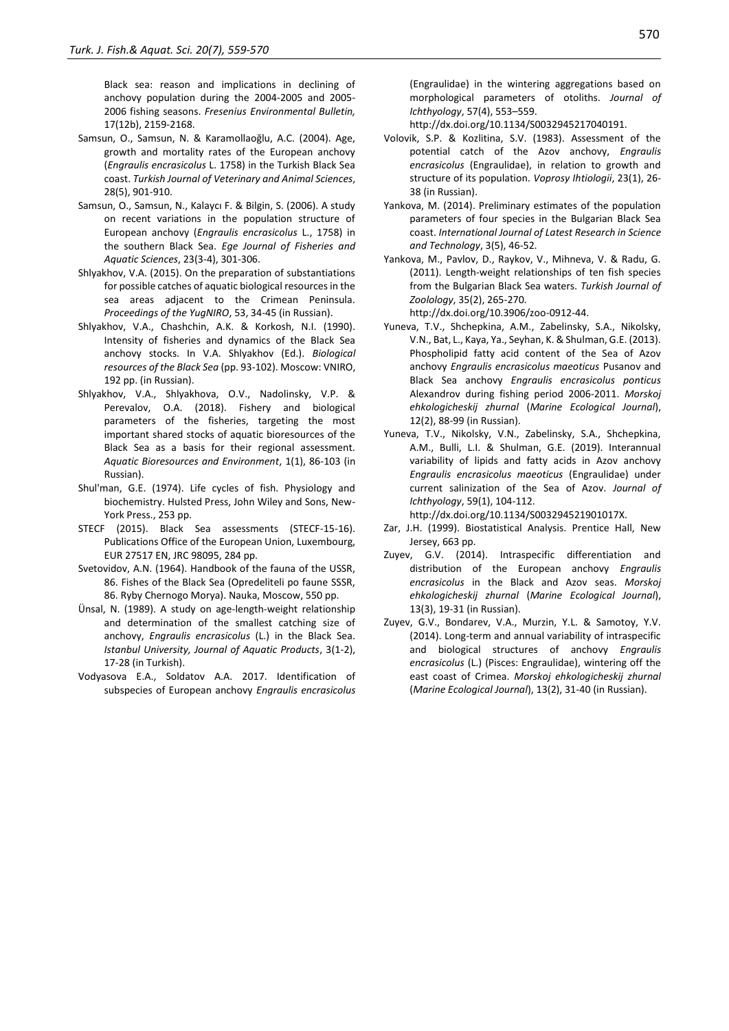Black sea: reason and implications in declining of anchovy population during the 2004-2005 and 2005-2006 fishing seasons. *Fresenius Environmental Bulletin,* 17(12b), 2159-2168.

Samsun, O., Samsun, N. & Karamollaoğlu, A.C. (2004). Age, growth and mortality rates of the European anchovy (*Engraulis encrasicolus* L. 1758) in the Turkish Black Sea coast. *Turkish Journal of Veterinary and Animal Sciences*, 28(5), 901-910.

Samsun, O., Samsun, N., Kalaycı F. & Bilgin, S. (2006). A study on recent variations in the population structure of European anchovy (*Engraulis encrasicolus* L., 1758) in the southern Black Sea. *Ege Journal of Fisheries and Aquatic Sciences*, 23(3-4), 301-306.

Shlyakhov, V.A. (2015). On the preparation of substantiations for possible catches of aquatic biological resources in the sea areas adjacent to the Crimean Peninsula. *Proceedings of the YugNIRO*, 53, 34-45 (in Russian).

Shlyakhov, V.A., Chashchin, A.K. & Korkosh, N.I. (1990). Intensity of fisheries and dynamics of the Black Sea anchovy stocks. In V.A. Shlyakhov (Ed.). *Biological resources of the Black Sea* (pp. 93-102). Moscow: VNIRO, 192 pp. (in Russian).

Shlyakhov, V.A., Shlyakhova, O.V., Nadolinsky, V.P. & Perevalov, O.A. (2018). Fishery and biological parameters of the fisheries, targeting the most important shared stocks of aquatic bioresources of the Black Sea as a basis for their regional assessment. *Aquatic Bioresources and Environment*, 1(1), 86-103 (in Russian).

Shul'man, G.E. (1974). Life cycles of fish. Physiology and biochemistry. Hulsted Press, John Wiley and Sons, New-York Press., 253 pp.

STECF (2015). Black Sea assessments (STECF-15-16). Publications Office of the European Union, Luxembourg, EUR 27517 EN, JRC 98095, 284 pp.

Svetovidov, A.N. (1964). Handbook of the fauna of the USSR, 86. Fishes of the Black Sea (Opredeliteli po faune SSSR, 86. Ryby Chernogo Morya). Nauka, Moscow, 550 pp.

Ünsal, N. (1989). A study on age-length-weight relationship and determination of the smallest catching size of anchovy, *Engraulis encrasicolus* (L.) in the Black Sea. *Istanbul University, Journal of Aquatic Products*, 3(1-2), 17-28 (in Turkish).

Vodyasova E.A., Soldatov A.A. 2017. Identification of subspecies of European anchovy *Engraulis encrasicolus* (Engraulidae) in the wintering aggregations based on morphological parameters of otoliths. *Journal of Ichthyology*, 57(4), 553–559. http://dx.doi.org/10.1134/S0032945217040191.

Volovik, S.P. & Kozlitina, S.V. (1983). Assessment of the potential catch of the Azov anchovy, *Engraulis encrasicolus* (Engraulidae), in relation to growth and structure of its population. *Voprosy Ihtiologii*, 23(1), 26-38 (in Russian).

Yankova, M. (2014). Preliminary estimates of the population parameters of four species in the Bulgarian Black Sea coast. *International Journal of Latest Research in Science and Technology*, 3(5), 46-52.

Yankova, M., Pavlov, D., Raykov, V., Mihneva, V. & Radu, G. (2011). Length-weight relationships of ten fish species from the Bulgarian Black Sea waters. *Turkish Journal of Zoolology*, 35(2), 265-270. http://dx.doi.org/10.3906/zoo-0912-44.

Yuneva, T.V., Shchepkina, A.M., Zabelinsky, S.A., Nikolsky, V.N., Bat, L., Kaya, Ya., Seyhan, K. & Shulman, G.E. (2013). Phospholipid fatty acid content of the Sea of Azov anchovy *Engraulis encrasicolus maeoticus* Pusanov and Black Sea anchovy *Engraulis encrasicolus ponticus* Alexandrov during fishing period 2006-2011. *Morskoj ehkologicheskij zhurnal* (*Marine Ecological Journal*), 12(2), 88-99 (in Russian).

Yuneva, T.V., Nikolsky, V.N., Zabelinsky, S.A., Shchepkina, A.M., Bulli, L.I. & Shulman, G.E. (2019). Interannual variability of lipids and fatty acids in Azov anchovy *Engraulis encrasicolus maeoticus* (Engraulidae) under current salinization of the Sea of Azov. *Journal of Ichthyology*, 59(1), 104-112. http://dx.doi.org/10.1134/S003294521901017X.

Zar, J.H. (1999). Biostatistical Analysis. Prentice Hall, New Jersey, 663 pp.

Zuyev, G.V. (2014). Intraspecific differentiation and distribution of the European anchovy *Engraulis encrasicolus* in the Black and Azov seas. *Morskoj ehkologicheskij zhurnal* (*Marine Ecological Journal*), 13(3), 19-31 (in Russian).

Zuyev, G.V., Bondarev, V.A., Murzin, Y.L. & Samotoy, Y.V. (2014). Long-term and annual variability of intraspecific and biological structures of anchovy *Engraulis encrasicolus* (L.) (Pisces: Engraulidae), wintering off the east coast of Crimea. *Morskoj ehkologicheskij zhurnal* (*Marine Ecological Journal*), 13(2), 31-40 (in Russian).